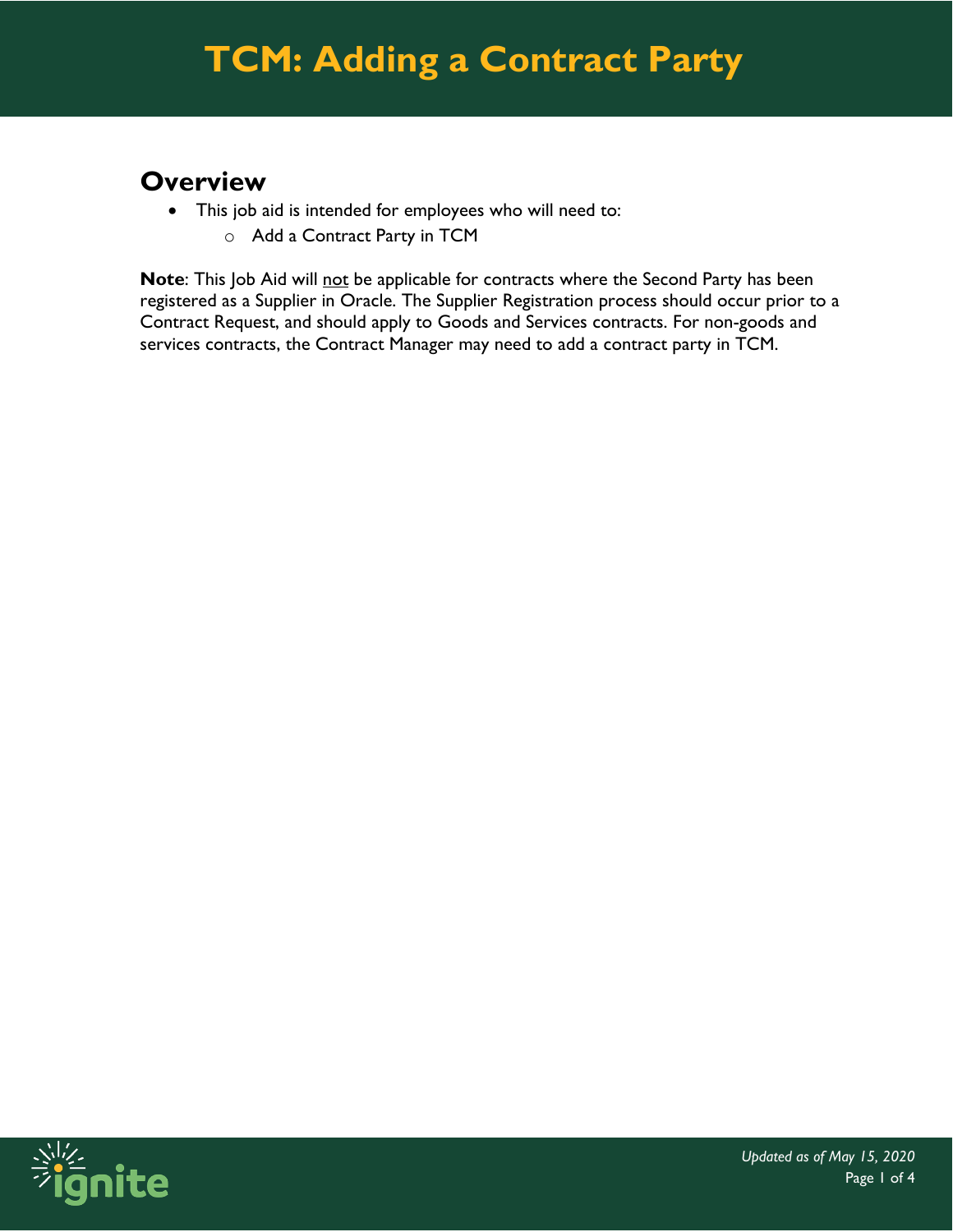# TCM: Adding a Contract Party

## Overview

- This job aid is intended for employees who will need to:
  - Add a Contract Party in TCM

**Note**: This Job Aid will <u>not</u> be applicable for contracts where the Second Party has been registered as a Supplier in Oracle. The Supplier Registration process should occur prior to a Contract Request, and should apply to Goods and Services contracts. For non-goods and services contracts, the Contract Manager may need to add a contract party in TCM.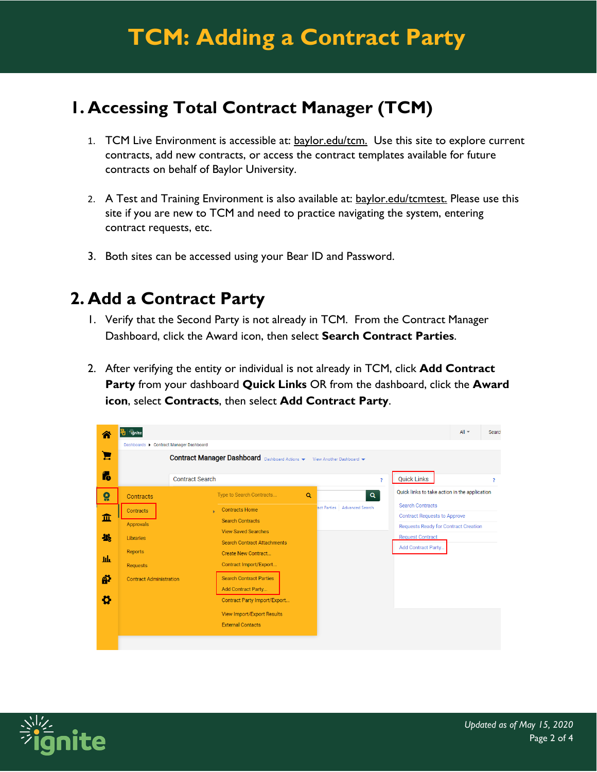# TCM: Adding a Contract Party

## 1. Accessing Total Contract Manager (TCM)

1. TCM Live Environment is accessible at: baylor.edu/tcm. Use this site to explore current contracts, add new contracts, or access the contract templates available for future contracts on behalf of Baylor University.

2. A Test and Training Environment is also available at: baylor.edu/tcmtest. Please use this site if you are new to TCM and need to practice navigating the system, entering contract requests, etc.

3. Both sites can be accessed using your Bear ID and Password.

## 2. Add a Contract Party

1. Verify that the Second Party is not already in TCM. From the Contract Manager Dashboard, click the Award icon, then select **Search Contract Parties**.

2. After verifying the entity or individual is not already in TCM, click **Add Contract Party** from your dashboard **Quick Links** OR from the dashboard, click the **Award icon**, select **Contracts**, then select **Add Contract Party**.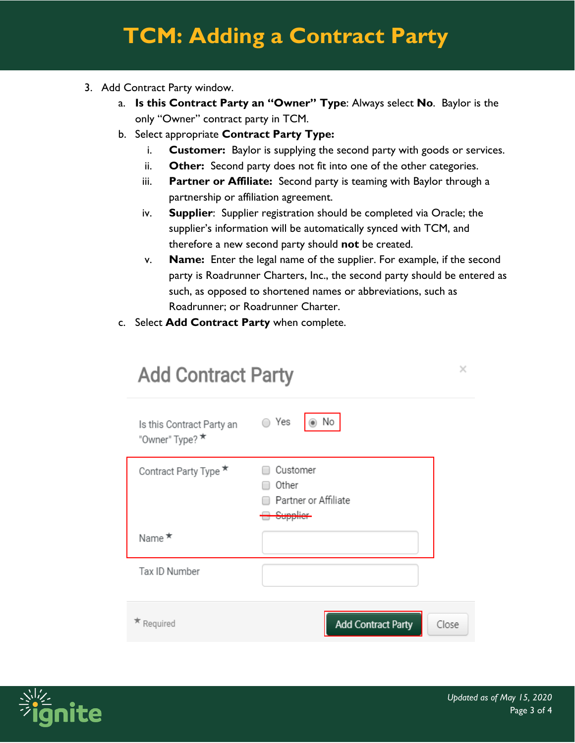3. Add Contract Party window.
   a. **Is this Contract Party an "Owner" Type**: Always select **No**. Baylor is the only "Owner" contract party in TCM.
   b. Select appropriate **Contract Party Type:**
      i. **Customer:** Baylor is supplying the second party with goods or services.
      ii. **Other:** Second party does not fit into one of the other categories.
      iii. **Partner or Affiliate:** Second party is teaming with Baylor through a partnership or affiliation agreement.
      iv. **Supplier**: Supplier registration should be completed via Oracle; the supplier's information will be automatically synced with TCM, and therefore a new second party should **not** be created.
      v. **Name:** Enter the legal name of the supplier. For example, if the second party is Roadrunner Charters, Inc., the second party should be entered as such, as opposed to shortened names or abbreviations, such as Roadrunner; or Roadrunner Charter.
   c. Select **Add Contract Party** when complete.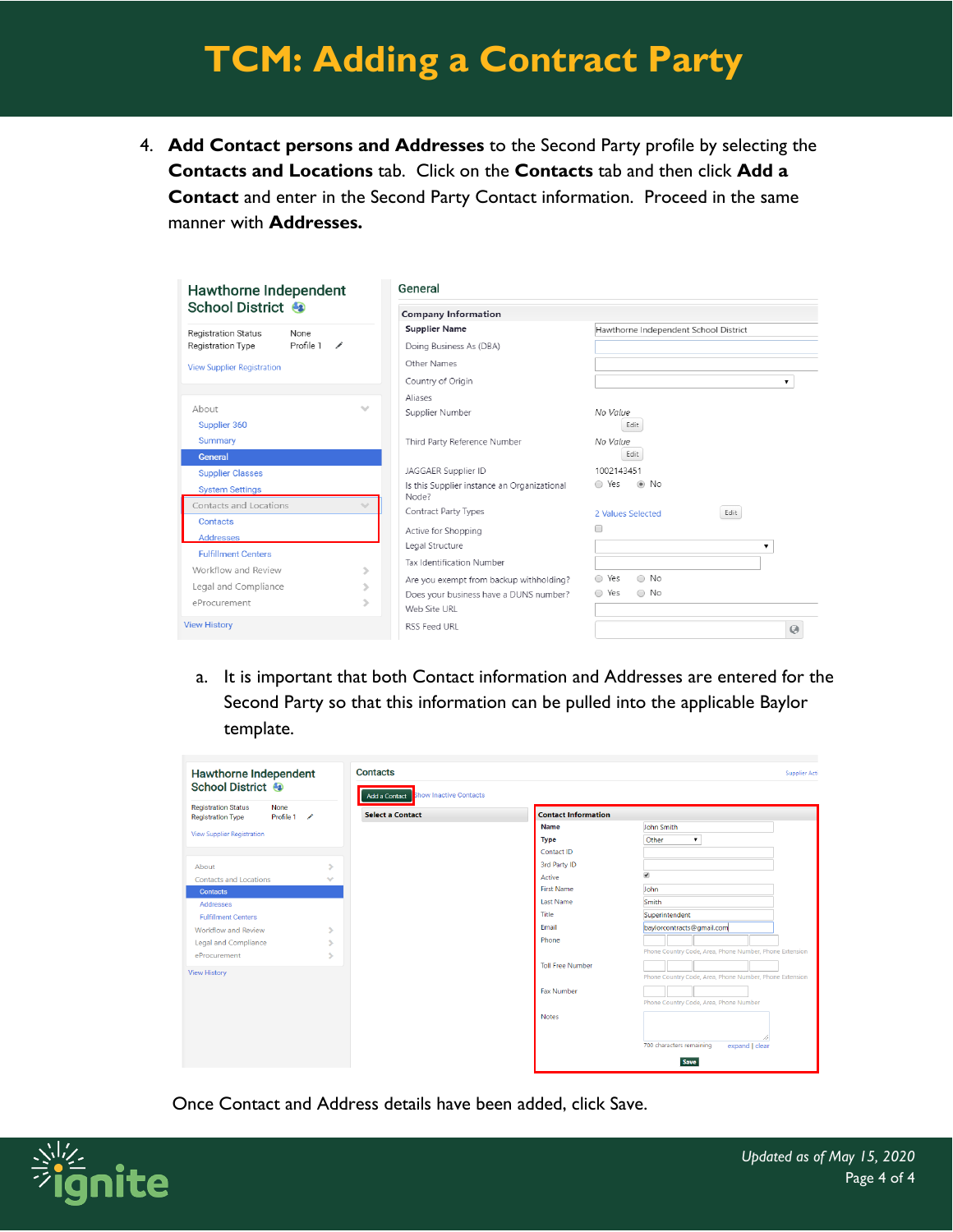# TCM: Adding a Contract Party

4. **Add Contact persons and Addresses** to the Second Party profile by selecting the **Contacts and Locations** tab. Click on the **Contacts** tab and then click **Add a Contact** and enter in the Second Party Contact information. Proceed in the same manner with **Addresses.**

   a. It is important that both Contact information and Addresses are entered for the Second Party so that this information can be pulled into the applicable Baylor template.

Once Contact and Address details have been added, click Save.

*Updated as of May 15, 2020*